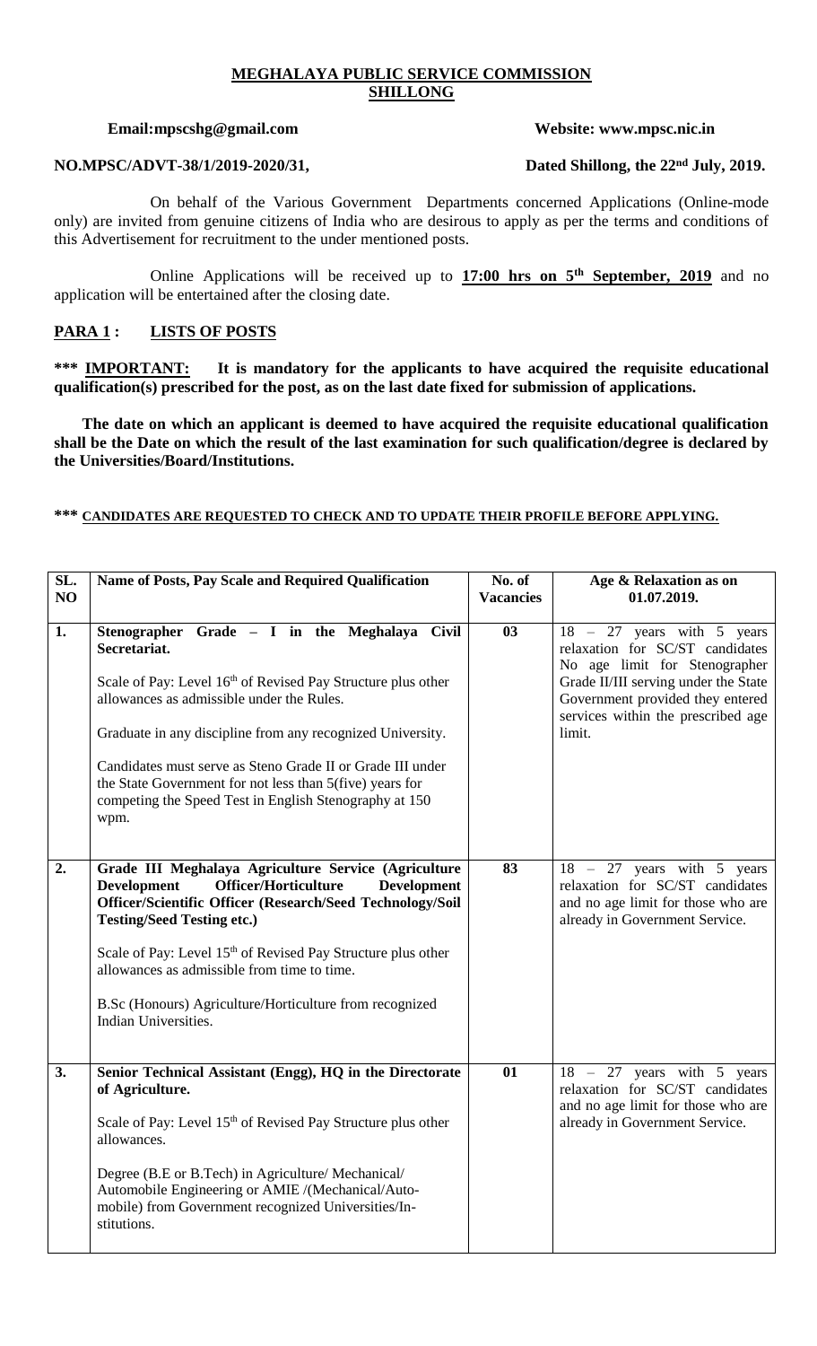**MEGHALAYA PUBLIC SERVICE COMMISSION**
**SHILLONG**

**Email:mpscshg@gmail.com** **Website: www.mpsc.nic.in**

**NO.MPSC/ADVT-38/1/2019-2020/31,** **Dated Shillong, the 22nd July, 2019.**

On behalf of the Various Government Departments concerned Applications (Online-mode only) are invited from genuine citizens of India who are desirous to apply as per the terms and conditions of this Advertisement for recruitment to the under mentioned posts.

Online Applications will be received up to **17:00 hrs on 5th September, 2019** and no application will be entertained after the closing date.

## PARA 1 : LISTS OF POSTS

**\*\*\* IMPORTANT: It is mandatory for the applicants to have acquired the requisite educational qualification(s) prescribed for the post, as on the last date fixed for submission of applications.**

**The date on which an applicant is deemed to have acquired the requisite educational qualification shall be the Date on which the result of the last examination for such qualification/degree is declared by the Universities/Board/Institutions.**

**\*\*\* CANDIDATES ARE REQUESTED TO CHECK AND TO UPDATE THEIR PROFILE BEFORE APPLYING.**

| SL. NO | Name of Posts, Pay Scale and Required Qualification | No. of Vacancies | Age & Relaxation as on 01.07.2019. |
|---|---|---|---|
| 1. | **Stenographer Grade – I in the Meghalaya Civil Secretariat.**<br><br>Scale of Pay: Level 16th of Revised Pay Structure plus other allowances as admissible under the Rules.<br><br>Graduate in any discipline from any recognized University.<br><br>Candidates must serve as Steno Grade II or Grade III under the State Government for not less than 5(five) years for competing the Speed Test in English Stenography at 150 wpm. | 03 | 18 – 27 years with 5 years relaxation for SC/ST candidates No age limit for Stenographer Grade II/III serving under the State Government provided they entered services within the prescribed age limit. |
| 2. | **Grade III Meghalaya Agriculture Service (Agriculture Development Officer/Horticulture Development Officer/Scientific Officer (Research/Seed Technology/Soil Testing/Seed Testing etc.)**<br><br>Scale of Pay: Level 15th of Revised Pay Structure plus other allowances as admissible from time to time.<br><br>B.Sc (Honours) Agriculture/Horticulture from recognized Indian Universities. | 83 | 18 – 27 years with 5 years relaxation for SC/ST candidates and no age limit for those who are already in Government Service. |
| 3. | **Senior Technical Assistant (Engg), HQ in the Directorate of Agriculture.**<br><br>Scale of Pay: Level 15th of Revised Pay Structure plus other allowances.<br><br>Degree (B.E or B.Tech) in Agriculture/ Mechanical/ Automobile Engineering or AMIE /(Mechanical/Auto-mobile) from Government recognized Universities/In-stitutions. | 01 | 18 – 27 years with 5 years relaxation for SC/ST candidates and no age limit for those who are already in Government Service. |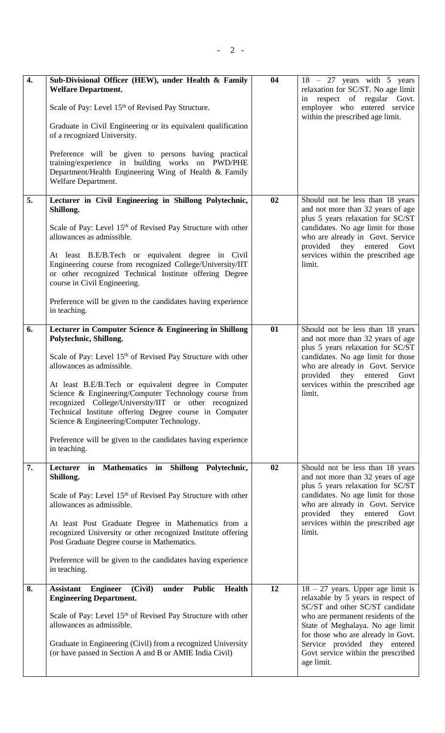| | | | |
|---|---|---|---|
| **4.** | **Sub-Divisional Officer (HEW), under Health & Family Welfare Department.**<br><br>Scale of Pay: Level 15th of Revised Pay Structure.<br><br>Graduate in Civil Engineering or its equivalent qualification of a recognized University.<br><br>Preference will be given to persons having practical training/experience in building works on PWD/PHE Department/Health Engineering Wing of Health & Family Welfare Department. | **04** | 18 – 27 years with 5 years relaxation for SC/ST. No age limit in respect of regular Govt. employee who entered service within the prescribed age limit. |
| **5.** | **Lecturer in Civil Engineering in Shillong Polytechnic, Shillong.**<br><br>Scale of Pay: Level 15th of Revised Pay Structure with other allowances as admissible.<br><br>At least B.E/B.Tech or equivalent degree in Civil Engineering course from recognized College/University/IIT or other recognized Technical Institute offering Degree course in Civil Engineering.<br><br>Preference will be given to the candidates having experience in teaching. | **02** | Should not be less than 18 years and not more than 32 years of age plus 5 years relaxation for SC/ST candidates. No age limit for those who are already in Govt. Service provided they entered Govt services within the prescribed age limit. |
| **6.** | **Lecturer in Computer Science & Engineering in Shillong Polytechnic, Shillong.**<br><br>Scale of Pay: Level 15th of Revised Pay Structure with other allowances as admissible.<br><br>At least B.E/B.Tech or equivalent degree in Computer Science & Engineering/Computer Technology course from recognized College/University/IIT or other recognized Technical Institute offering Degree course in Computer Science & Engineering/Computer Technology.<br><br>Preference will be given to the candidates having experience in teaching. | **01** | Should not be less than 18 years and not more than 32 years of age plus 5 years relaxation for SC/ST candidates. No age limit for those who are already in Govt. Service provided they entered Govt services within the prescribed age limit. |
| **7.** | **Lecturer in Mathematics in Shillong Polytechnic, Shillong.**<br><br>Scale of Pay: Level 15th of Revised Pay Structure with other allowances as admissible.<br><br>At least Post Graduate Degree in Mathematics from a recognized University or other recognized Institute offering Post Graduate Degree course in Mathematics.<br><br>Preference will be given to the candidates having experience in teaching. | **02** | Should not be less than 18 years and not more than 32 years of age plus 5 years relaxation for SC/ST candidates. No age limit for those who are already in Govt. Service provided they entered Govt services within the prescribed age limit. |
| **8.** | **Assistant Engineer (Civil) under Public Health Engineering Department.**<br><br>Scale of Pay: Level 15th of Revised Pay Structure with other allowances as admissible.<br><br>Graduate in Engineering (Civil) from a recognized University (or have passed in Section A and B or AMIE India Civil) | **12** | 18 – 27 years. Upper age limit is relaxable by 5 years in respect of SC/ST and other SC/ST candidate who are permanent residents of the State of Meghalaya. No age limit for those who are already in Govt. Service provided they entered Govt service within the prescribed age limit. |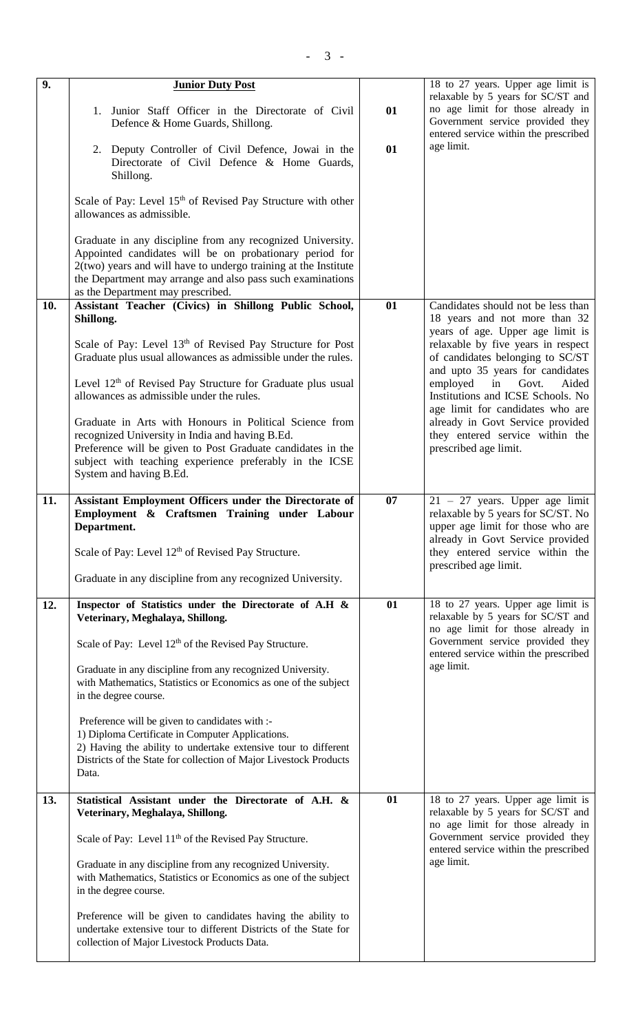| | | | |
|---|---|---|---|
| **9.** | **Junior Duty Post**<br><br>1. Junior Staff Officer in the Directorate of Civil Defence & Home Guards, Shillong.<br><br>2. Deputy Controller of Civil Defence, Jowai in the Directorate of Civil Defence & Home Guards, Shillong.<br><br>Scale of Pay: Level 15th of Revised Pay Structure with other allowances as admissible.<br><br>Graduate in any discipline from any recognized University. Appointed candidates will be on probationary period for 2(two) years and will have to undergo training at the Institute the Department may arrange and also pass such examinations as the Department may prescribed. | <br><br>**01**<br><br><br>**01** | 18 to 27 years. Upper age limit is relaxable by 5 years for SC/ST and no age limit for those already in Government service provided they entered service within the prescribed age limit. |
| **10.** | **Assistant Teacher (Civics) in Shillong Public School, Shillong.**<br><br>Scale of Pay: Level 13th of Revised Pay Structure for Post Graduate plus usual allowances as admissible under the rules.<br><br>Level 12th of Revised Pay Structure for Graduate plus usual allowances as admissible under the rules.<br><br>Graduate in Arts with Honours in Political Science from recognized University in India and having B.Ed.<br>Preference will be given to Post Graduate candidates in the subject with teaching experience preferably in the ICSE System and having B.Ed. | **01** | Candidates should not be less than 18 years and not more than 32 years of age. Upper age limit is relaxable by five years in respect of candidates belonging to SC/ST and upto 35 years for candidates employed in Govt. Aided Institutions and ICSE Schools. No age limit for candidates who are already in Govt Service provided they entered service within the prescribed age limit. |
| **11.** | **Assistant Employment Officers under the Directorate of Employment & Craftsmen Training under Labour Department.**<br><br>Scale of Pay: Level 12th of Revised Pay Structure.<br><br>Graduate in any discipline from any recognized University. | **07** | 21 – 27 years. Upper age limit relaxable by 5 years for SC/ST. No upper age limit for those who are already in Govt Service provided they entered service within the prescribed age limit. |
| **12.** | **Inspector of Statistics under the Directorate of A.H & Veterinary, Meghalaya, Shillong.**<br><br>Scale of Pay: Level 12th of the Revised Pay Structure.<br><br>Graduate in any discipline from any recognized University. with Mathematics, Statistics or Economics as one of the subject in the degree course.<br><br>Preference will be given to candidates with :-<br>1) Diploma Certificate in Computer Applications.<br>2) Having the ability to undertake extensive tour to different Districts of the State for collection of Major Livestock Products Data. | **01** | 18 to 27 years. Upper age limit is relaxable by 5 years for SC/ST and no age limit for those already in Government service provided they entered service within the prescribed age limit. |
| **13.** | **Statistical Assistant under the Directorate of A.H. & Veterinary, Meghalaya, Shillong.**<br><br>Scale of Pay: Level 11th of the Revised Pay Structure.<br><br>Graduate in any discipline from any recognized University. with Mathematics, Statistics or Economics as one of the subject in the degree course.<br><br>Preference will be given to candidates having the ability to undertake extensive tour to different Districts of the State for collection of Major Livestock Products Data. | **01** | 18 to 27 years. Upper age limit is relaxable by 5 years for SC/ST and no age limit for those already in Government service provided they entered service within the prescribed age limit. |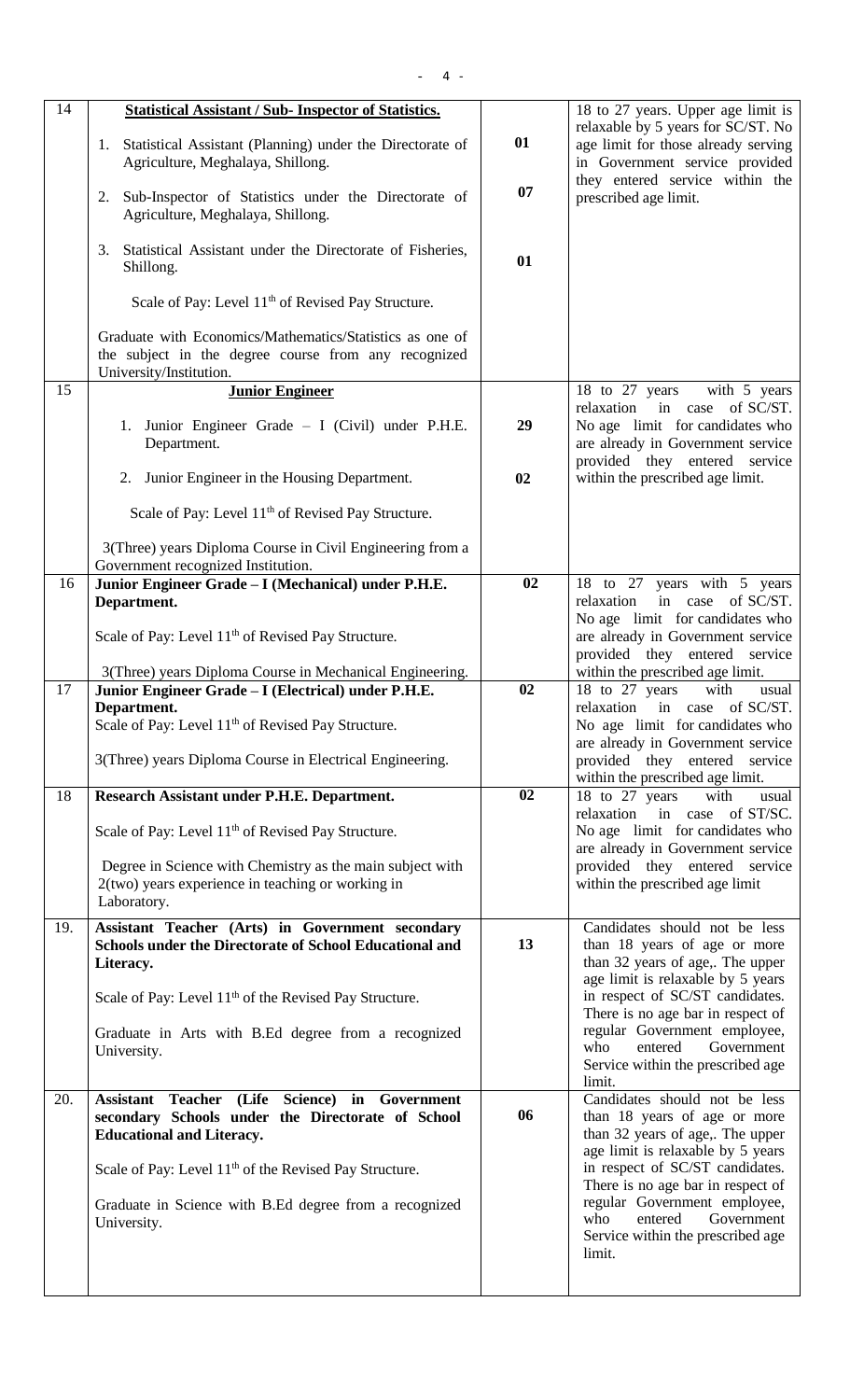| | | | |
|---|---|---|---|
| 14 | **Statistical Assistant / Sub- Inspector of Statistics.**<br><br>1. Statistical Assistant (Planning) under the Directorate of Agriculture, Meghalaya, Shillong.<br><br>2. Sub-Inspector of Statistics under the Directorate of Agriculture, Meghalaya, Shillong.<br><br>3. Statistical Assistant under the Directorate of Fisheries, Shillong.<br><br>Scale of Pay: Level 11th of Revised Pay Structure.<br><br>Graduate with Economics/Mathematics/Statistics as one of the subject in the degree course from any recognized University/Institution. | <br><br>**01**<br><br>**07**<br><br>**01** | 18 to 27 years. Upper age limit is relaxable by 5 years for SC/ST. No age limit for those already serving in Government service provided they entered service within the prescribed age limit. |
| 15 | **Junior Engineer**<br><br>1. Junior Engineer Grade – I (Civil) under P.H.E. Department.<br><br>2. Junior Engineer in the Housing Department.<br><br>Scale of Pay: Level 11th of Revised Pay Structure.<br><br>3(Three) years Diploma Course in Civil Engineering from a Government recognized Institution. | <br><br>**29**<br><br>**02** | 18 to 27 years with 5 years relaxation in case of SC/ST. No age limit for candidates who are already in Government service provided they entered service within the prescribed age limit. |
| 16 | **Junior Engineer Grade – I (Mechanical) under P.H.E. Department.**<br><br>Scale of Pay: Level 11th of Revised Pay Structure.<br><br>3(Three) years Diploma Course in Mechanical Engineering. | **02** | 18 to 27 years with 5 years relaxation in case of SC/ST. No age limit for candidates who are already in Government service provided they entered service within the prescribed age limit. |
| 17 | **Junior Engineer Grade – I (Electrical) under P.H.E. Department.**<br>Scale of Pay: Level 11th of Revised Pay Structure.<br><br>3(Three) years Diploma Course in Electrical Engineering. | **02** | 18 to 27 years with usual relaxation in case of SC/ST. No age limit for candidates who are already in Government service provided they entered service within the prescribed age limit. |
| 18 | **Research Assistant under P.H.E. Department.**<br><br>Scale of Pay: Level 11th of Revised Pay Structure.<br><br>Degree in Science with Chemistry as the main subject with 2(two) years experience in teaching or working in Laboratory. | **02** | 18 to 27 years with usual relaxation in case of ST/SC. No age limit for candidates who are already in Government service provided they entered service within the prescribed age limit |
| 19. | **Assistant Teacher (Arts) in Government secondary Schools under the Directorate of School Educational and Literacy.**<br><br>Scale of Pay: Level 11th of the Revised Pay Structure.<br><br>Graduate in Arts with B.Ed degree from a recognized University. | **13** | Candidates should not be less than 18 years of age or more than 32 years of age,. The upper age limit is relaxable by 5 years in respect of SC/ST candidates. There is no age bar in respect of regular Government employee, who entered Government Service within the prescribed age limit. |
| 20. | **Assistant Teacher (Life Science) in Government secondary Schools under the Directorate of School Educational and Literacy.**<br><br>Scale of Pay: Level 11th of the Revised Pay Structure.<br><br>Graduate in Science with B.Ed degree from a recognized University. | **06** | Candidates should not be less than 18 years of age or more than 32 years of age,. The upper age limit is relaxable by 5 years in respect of SC/ST candidates. There is no age bar in respect of regular Government employee, who entered Government Service within the prescribed age limit. |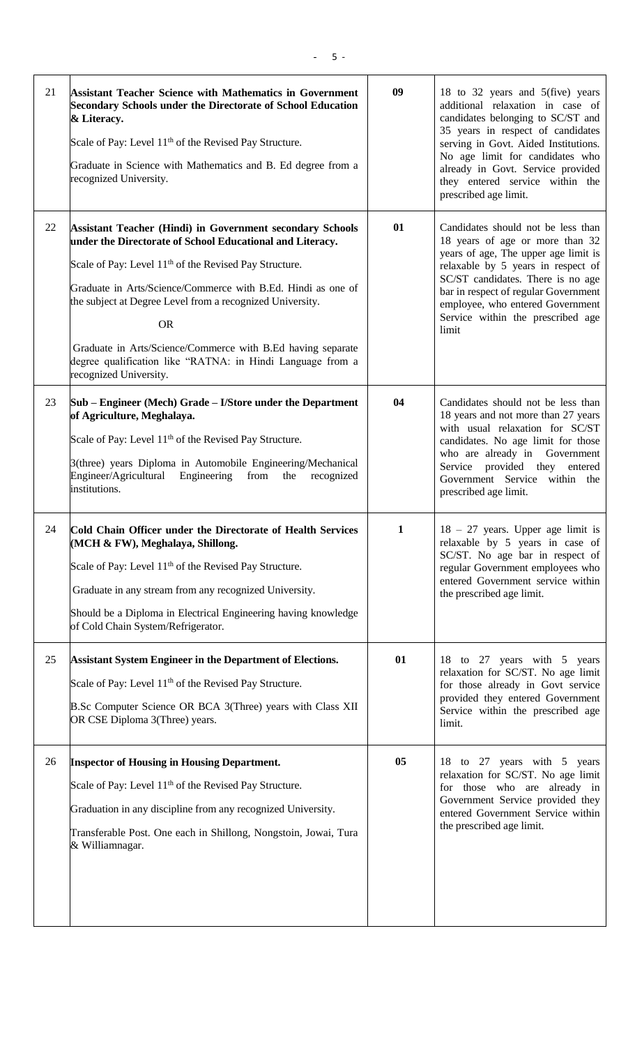| 21 | **Assistant Teacher Science with Mathematics in Government Secondary Schools under the Directorate of School Education & Literacy.**<br><br>Scale of Pay: Level 11th of the Revised Pay Structure.<br><br>Graduate in Science with Mathematics and B. Ed degree from a recognized University. | **09** | 18 to 32 years and 5(five) years additional relaxation in case of candidates belonging to SC/ST and 35 years in respect of candidates serving in Govt. Aided Institutions. No age limit for candidates who already in Govt. Service provided they entered service within the prescribed age limit. |
|---|---|---|---|
| 22 | **Assistant Teacher (Hindi) in Government secondary Schools under the Directorate of School Educational and Literacy.**<br><br>Scale of Pay: Level 11th of the Revised Pay Structure.<br><br>Graduate in Arts/Science/Commerce with B.Ed. Hindi as one of the subject at Degree Level from a recognized University.<br><br>OR<br><br>Graduate in Arts/Science/Commerce with B.Ed having separate degree qualification like "RATNA: in Hindi Language from a recognized University. | **01** | Candidates should not be less than 18 years of age or more than 32 years of age, The upper age limit is relaxable by 5 years in respect of SC/ST candidates. There is no age bar in respect of regular Government employee, who entered Government Service within the prescribed age limit |
| 23 | **Sub – Engineer (Mech) Grade – I/Store under the Department of Agriculture, Meghalaya.**<br><br>Scale of Pay: Level 11th of the Revised Pay Structure.<br><br>3(three) years Diploma in Automobile Engineering/Mechanical Engineer/Agricultural Engineering from the recognized institutions. | **04** | Candidates should not be less than 18 years and not more than 27 years with usual relaxation for SC/ST candidates. No age limit for those who are already in Government Service provided they entered Government Service within the prescribed age limit. |
| 24 | **Cold Chain Officer under the Directorate of Health Services (MCH & FW), Meghalaya, Shillong.**<br><br>Scale of Pay: Level 11th of the Revised Pay Structure.<br><br>Graduate in any stream from any recognized University.<br><br>Should be a Diploma in Electrical Engineering having knowledge of Cold Chain System/Refrigerator. | **1** | 18 – 27 years. Upper age limit is relaxable by 5 years in case of SC/ST. No age bar in respect of regular Government employees who entered Government service within the prescribed age limit. |
| 25 | **Assistant System Engineer in the Department of Elections.**<br><br>Scale of Pay: Level 11th of the Revised Pay Structure.<br><br>B.Sc Computer Science OR BCA 3(Three) years with Class XII OR CSE Diploma 3(Three) years. | **01** | 18 to 27 years with 5 years relaxation for SC/ST. No age limit for those already in Govt service provided they entered Government Service within the prescribed age limit. |
| 26 | **Inspector of Housing in Housing Department.**<br><br>Scale of Pay: Level 11th of the Revised Pay Structure.<br><br>Graduation in any discipline from any recognized University.<br><br>Transferable Post. One each in Shillong, Nongstoin, Jowai, Tura & Williamnagar. | **05** | 18 to 27 years with 5 years relaxation for SC/ST. No age limit for those who are already in Government Service provided they entered Government Service within the prescribed age limit. |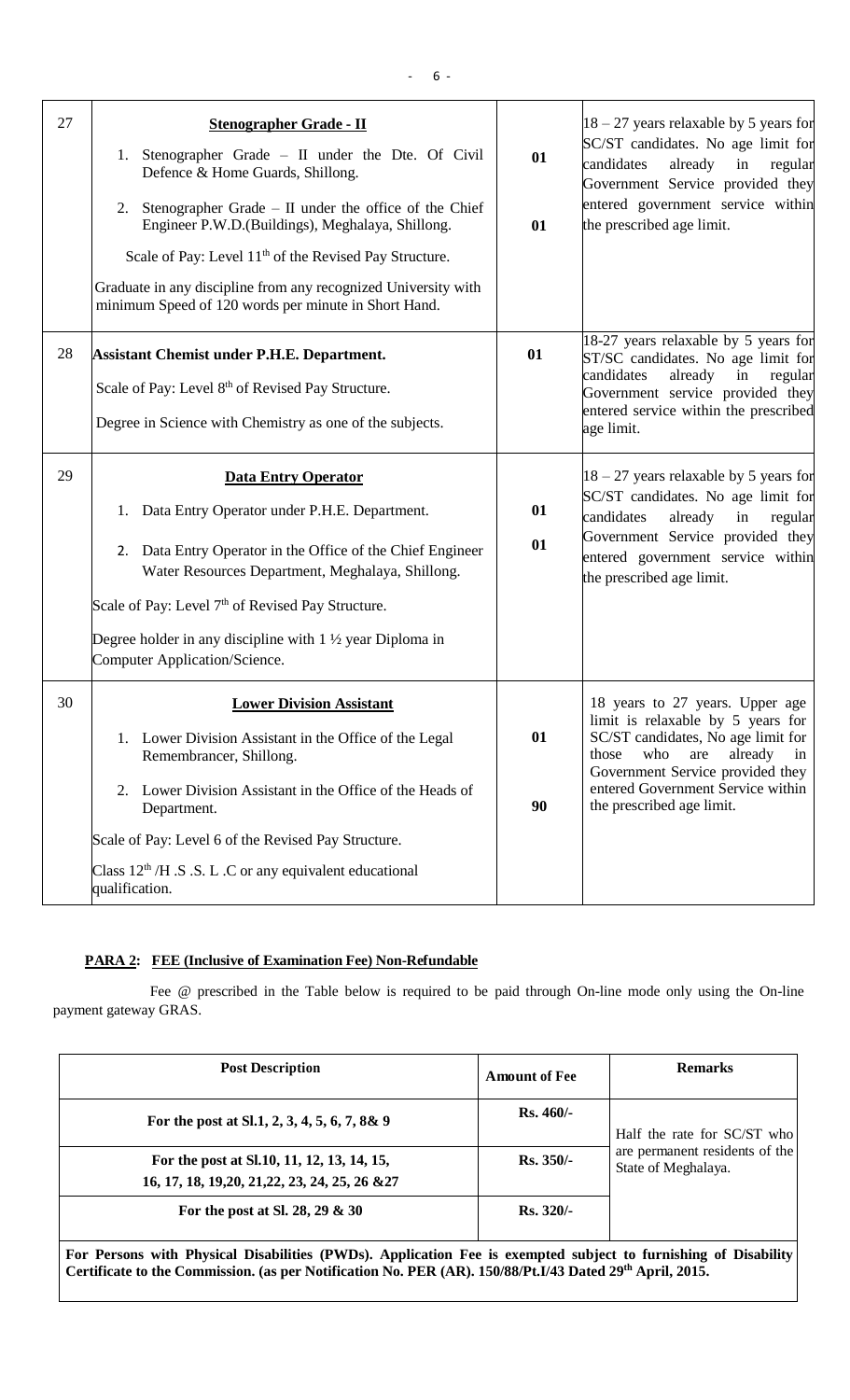| 27 | **Stenographer Grade - II**<br>1. Stenographer Grade – II under the Dte. Of Civil Defence & Home Guards, Shillong.<br>2. Stenographer Grade – II under the office of the Chief Engineer P.W.D.(Buildings), Meghalaya, Shillong.<br>Scale of Pay: Level 11th of the Revised Pay Structure.<br>Graduate in any discipline from any recognized University with minimum Speed of 120 words per minute in Short Hand. | **01**<br>**01** | 18 – 27 years relaxable by 5 years for SC/ST candidates. No age limit for candidates already in regular Government Service provided they entered government service within the prescribed age limit. |
|---|---|---|---|
| 28 | **Assistant Chemist under P.H.E. Department.**<br>Scale of Pay: Level 8th of Revised Pay Structure.<br>Degree in Science with Chemistry as one of the subjects. | **01** | 18-27 years relaxable by 5 years for ST/SC candidates. No age limit for candidates already in regular Government service provided they entered service within the prescribed age limit. |
| 29 | **Data Entry Operator**<br>1. Data Entry Operator under P.H.E. Department.<br>2. Data Entry Operator in the Office of the Chief Engineer Water Resources Department, Meghalaya, Shillong.<br>Scale of Pay: Level 7th of Revised Pay Structure.<br>Degree holder in any discipline with 1 ½ year Diploma in Computer Application/Science. | **01**<br>**01** | 18 – 27 years relaxable by 5 years for SC/ST candidates. No age limit for candidates already in regular Government Service provided they entered government service within the prescribed age limit. |
| 30 | **Lower Division Assistant**<br>1. Lower Division Assistant in the Office of the Legal Remembrancer, Shillong.<br>2. Lower Division Assistant in the Office of the Heads of Department.<br>Scale of Pay: Level 6 of the Revised Pay Structure.<br>Class 12th /H .S .S. L .C or any equivalent educational qualification. | **01**<br>**90** | 18 years to 27 years. Upper age limit is relaxable by 5 years for SC/ST candidates, No age limit for those who are already in Government Service provided they entered Government Service within the prescribed age limit. |

**PARA 2: FEE (Inclusive of Examination Fee) Non-Refundable**

Fee @ prescribed in the Table below is required to be paid through On-line mode only using the On-line payment gateway GRAS.

| Post Description | Amount of Fee | Remarks |
|---|---|---|
| **For the post at Sl.1, 2, 3, 4, 5, 6, 7, 8& 9** | **Rs. 460/-** | Half the rate for SC/ST who are permanent residents of the State of Meghalaya. |
| **For the post at Sl.10, 11, 12, 13, 14, 15, 16, 17, 18, 19,20, 21,22, 23, 24, 25, 26 &27** | **Rs. 350/-** | |
| **For the post at Sl. 28, 29 & 30** | **Rs. 320/-** | |
| **For Persons with Physical Disabilities (PWDs). Application Fee is exempted subject to furnishing of Disability Certificate to the Commission. (as per Notification No. PER (AR). 150/88/Pt.I/43 Dated 29th April, 2015.** | | |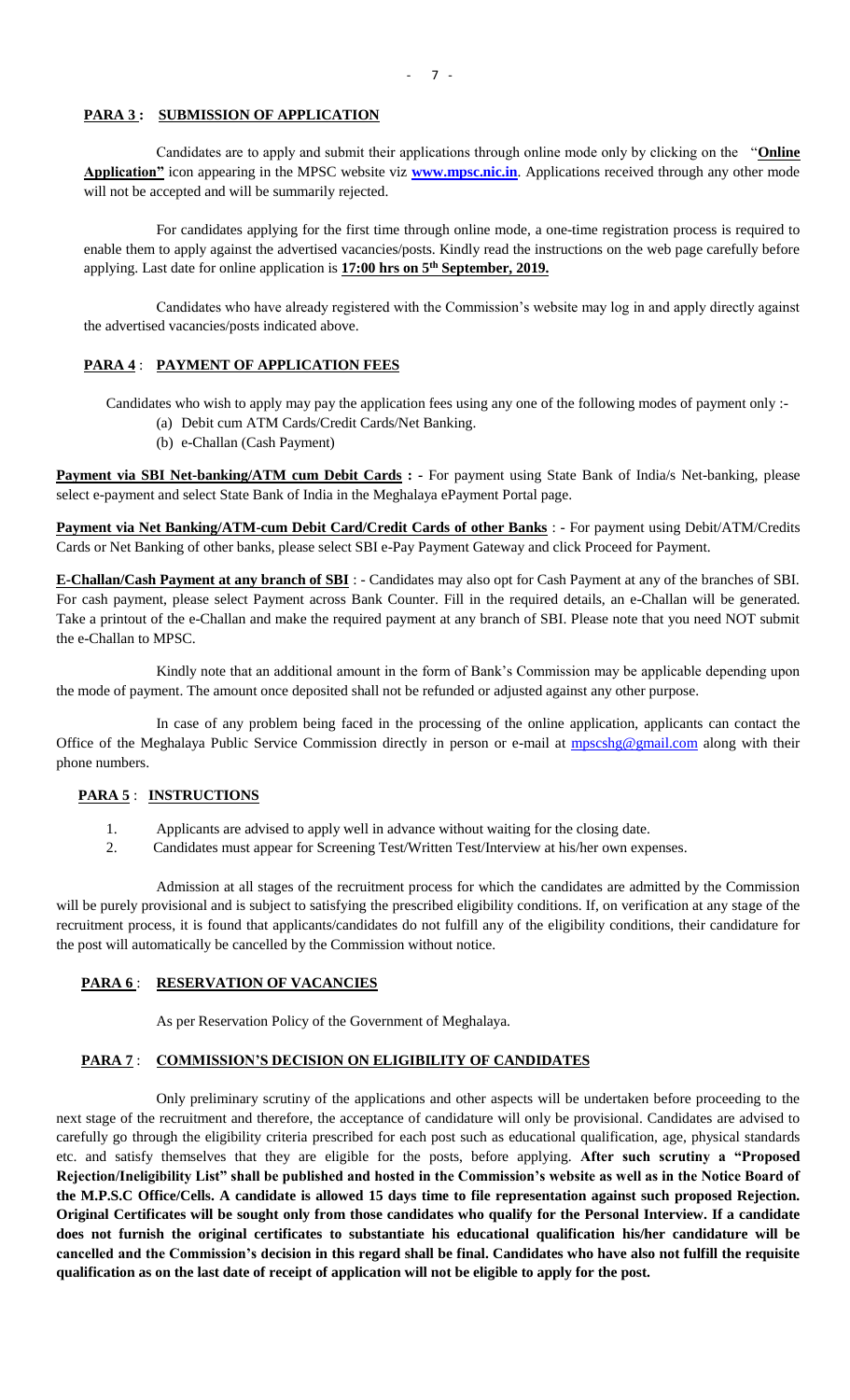## PARA 3 : SUBMISSION OF APPLICATION

Candidates are to apply and submit their applications through online mode only by clicking on the "**Online Application"** icon appearing in the MPSC website viz **www.mpsc.nic.in**. Applications received through any other mode will not be accepted and will be summarily rejected.

For candidates applying for the first time through online mode, a one-time registration process is required to enable them to apply against the advertised vacancies/posts. Kindly read the instructions on the web page carefully before applying. Last date for online application is **17:00 hrs on 5th September, 2019.**

Candidates who have already registered with the Commission's website may log in and apply directly against the advertised vacancies/posts indicated above.

## PARA 4 : PAYMENT OF APPLICATION FEES

Candidates who wish to apply may pay the application fees using any one of the following modes of payment only :-

(a) Debit cum ATM Cards/Credit Cards/Net Banking.
(b) e-Challan (Cash Payment)

**Payment via SBI Net-banking/ATM cum Debit Cards : -** For payment using State Bank of India/s Net-banking, please select e-payment and select State Bank of India in the Meghalaya ePayment Portal page.

**Payment via Net Banking/ATM-cum Debit Card/Credit Cards of other Banks** : - For payment using Debit/ATM/Credits Cards or Net Banking of other banks, please select SBI e-Pay Payment Gateway and click Proceed for Payment.

**E-Challan/Cash Payment at any branch of SBI** : - Candidates may also opt for Cash Payment at any of the branches of SBI. For cash payment, please select Payment across Bank Counter. Fill in the required details, an e-Challan will be generated. Take a printout of the e-Challan and make the required payment at any branch of SBI. Please note that you need NOT submit the e-Challan to MPSC.

Kindly note that an additional amount in the form of Bank's Commission may be applicable depending upon the mode of payment. The amount once deposited shall not be refunded or adjusted against any other purpose.

In case of any problem being faced in the processing of the online application, applicants can contact the Office of the Meghalaya Public Service Commission directly in person or e-mail at mpscshg@gmail.com along with their phone numbers.

## PARA 5 : INSTRUCTIONS

1. Applicants are advised to apply well in advance without waiting for the closing date.
2. Candidates must appear for Screening Test/Written Test/Interview at his/her own expenses.

Admission at all stages of the recruitment process for which the candidates are admitted by the Commission will be purely provisional and is subject to satisfying the prescribed eligibility conditions. If, on verification at any stage of the recruitment process, it is found that applicants/candidates do not fulfill any of the eligibility conditions, their candidature for the post will automatically be cancelled by the Commission without notice.

## PARA 6 : RESERVATION OF VACANCIES

As per Reservation Policy of the Government of Meghalaya.

## PARA 7 : COMMISSION'S DECISION ON ELIGIBILITY OF CANDIDATES

Only preliminary scrutiny of the applications and other aspects will be undertaken before proceeding to the next stage of the recruitment and therefore, the acceptance of candidature will only be provisional. Candidates are advised to carefully go through the eligibility criteria prescribed for each post such as educational qualification, age, physical standards etc. and satisfy themselves that they are eligible for the posts, before applying. **After such scrutiny a "Proposed Rejection/Ineligibility List" shall be published and hosted in the Commission's website as well as in the Notice Board of the M.P.S.C Office/Cells. A candidate is allowed 15 days time to file representation against such proposed Rejection. Original Certificates will be sought only from those candidates who qualify for the Personal Interview. If a candidate does not furnish the original certificates to substantiate his educational qualification his/her candidature will be cancelled and the Commission's decision in this regard shall be final. Candidates who have also not fulfill the requisite qualification as on the last date of receipt of application will not be eligible to apply for the post.**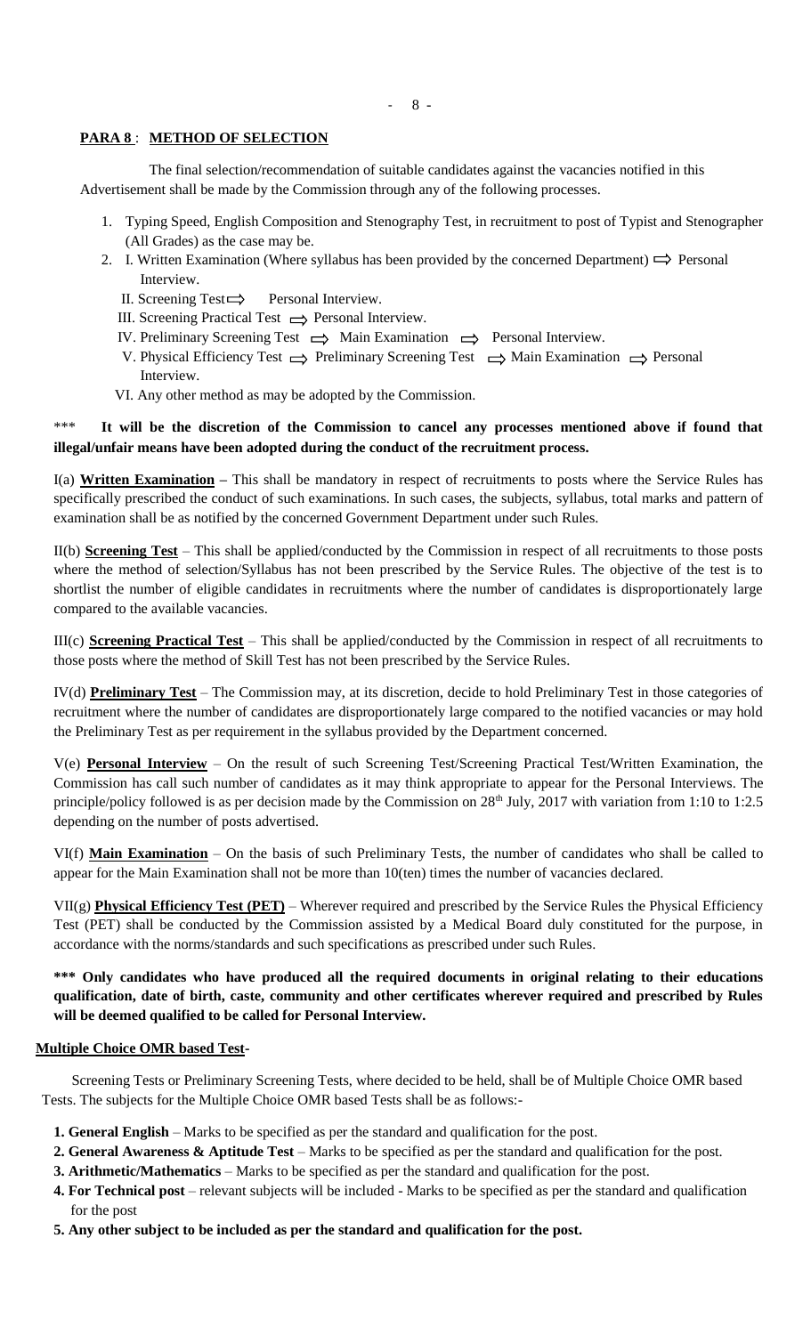**PARA 8** : **METHOD OF SELECTION**

The final selection/recommendation of suitable candidates against the vacancies notified in this Advertisement shall be made by the Commission through any of the following processes.

1. Typing Speed, English Composition and Stenography Test, in recruitment to post of Typist and Stenographer (All Grades) as the case may be.
2. I. Written Examination (Where syllabus has been provided by the concerned Department) ⇒ Personal Interview.
   II. Screening Test ⇒ Personal Interview.
   III. Screening Practical Test ⇒ Personal Interview.
   IV. Preliminary Screening Test ⇒ Main Examination ⇒ Personal Interview.
   V. Physical Efficiency Test ⇒ Preliminary Screening Test ⇒ Main Examination ⇒ Personal Interview.
   VI. Any other method as may be adopted by the Commission.

*** **It will be the discretion of the Commission to cancel any processes mentioned above if found that illegal/unfair means have been adopted during the conduct of the recruitment process.**

I(a) **Written Examination –** This shall be mandatory in respect of recruitments to posts where the Service Rules has specifically prescribed the conduct of such examinations. In such cases, the subjects, syllabus, total marks and pattern of examination shall be as notified by the concerned Government Department under such Rules.

II(b) **Screening Test** – This shall be applied/conducted by the Commission in respect of all recruitments to those posts where the method of selection/Syllabus has not been prescribed by the Service Rules. The objective of the test is to shortlist the number of eligible candidates in recruitments where the number of candidates is disproportionately large compared to the available vacancies.

III(c) **Screening Practical Test** – This shall be applied/conducted by the Commission in respect of all recruitments to those posts where the method of Skill Test has not been prescribed by the Service Rules.

IV(d) **Preliminary Test** – The Commission may, at its discretion, decide to hold Preliminary Test in those categories of recruitment where the number of candidates are disproportionately large compared to the notified vacancies or may hold the Preliminary Test as per requirement in the syllabus provided by the Department concerned.

V(e) **Personal Interview** – On the result of such Screening Test/Screening Practical Test/Written Examination, the Commission has call such number of candidates as it may think appropriate to appear for the Personal Interviews. The principle/policy followed is as per decision made by the Commission on 28th July, 2017 with variation from 1:10 to 1:2.5 depending on the number of posts advertised.

VI(f) **Main Examination** – On the basis of such Preliminary Tests, the number of candidates who shall be called to appear for the Main Examination shall not be more than 10(ten) times the number of vacancies declared.

VII(g) **Physical Efficiency Test (PET)** – Wherever required and prescribed by the Service Rules the Physical Efficiency Test (PET) shall be conducted by the Commission assisted by a Medical Board duly constituted for the purpose, in accordance with the norms/standards and such specifications as prescribed under such Rules.

**\*\*\* Only candidates who have produced all the required documents in original relating to their educations qualification, date of birth, caste, community and other certificates wherever required and prescribed by Rules will be deemed qualified to be called for Personal Interview.**

**Multiple Choice OMR based Test-**

Screening Tests or Preliminary Screening Tests, where decided to be held, shall be of Multiple Choice OMR based Tests. The subjects for the Multiple Choice OMR based Tests shall be as follows:-

1. **General English** – Marks to be specified as per the standard and qualification for the post.
2. **General Awareness & Aptitude Test** – Marks to be specified as per the standard and qualification for the post.
3. **Arithmetic/Mathematics** – Marks to be specified as per the standard and qualification for the post.
4. **For Technical post** – relevant subjects will be included - Marks to be specified as per the standard and qualification for the post
5. **Any other subject to be included as per the standard and qualification for the post.**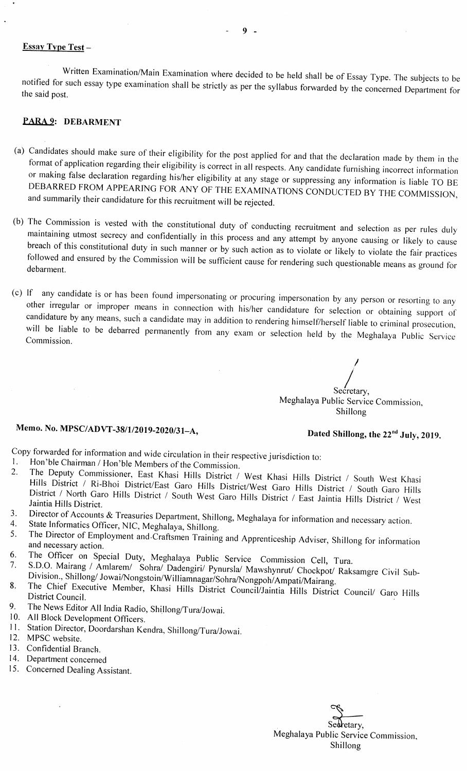**Essay Type Test** –

Written Examination/Main Examination where decided to be held shall be of Essay Type. The subjects to be notified for such essay type examination shall be strictly as per the syllabus forwarded by the concerned Department for the said post.

## PARA 9: DEBARMENT

(a) Candidates should make sure of their eligibility for the post applied for and that the declaration made by them in the format of application regarding their eligibility is correct in all respects. Any candidate furnishing incorrect information or making false declaration regarding his/her eligibility at any stage or suppressing any information is liable TO BE DEBARRED FROM APPEARING FOR ANY OF THE EXAMINATIONS CONDUCTED BY THE COMMISSION, and summarily their candidature for this recruitment will be rejected.

(b) The Commission is vested with the constitutional duty of conducting recruitment and selection as per rules duly maintaining utmost secrecy and confidentially in this process and any attempt by anyone causing or likely to cause breach of this constitutional duty in such manner or by such action as to violate or likely to violate the fair practices followed and ensured by the Commission will be sufficient cause for rendering such questionable means as ground for debarment.

(c) If any candidate is or has been found impersonating or procuring impersonation by any person or resorting to any other irregular or improper means in connection with his/her candidature for selection or obtaining support of candidature by any means, such a candidate may in addition to rendering himself/herself liable to criminal prosecution, will be liable to be debarred permanently from any exam or selection held by the Meghalaya Public Service Commission.

Secretary,
Meghalaya Public Service Commission,
Shillong

**Memo. No. MPSC/ADVT-38/1/2019-2020/31–A,** **Dated Shillong, the 22nd July, 2019.**

Copy forwarded for information and wide circulation in their respective jurisdiction to:

1. Hon'ble Chairman / Hon'ble Members of the Commission.
2. The Deputy Commissioner, East Khasi Hills District / West Khasi Hills District / South West Khasi Hills District / Ri-Bhoi District/East Garo Hills District/West Garo Hills District / South Garo Hills District / North Garo Hills District / South West Garo Hills District / East Jaintia Hills District / West Jaintia Hills District.
3. Director of Accounts & Treasuries Department, Shillong, Meghalaya for information and necessary action.
4. State Informatics Officer, NIC, Meghalaya, Shillong.
5. The Director of Employment and Craftsmen Training and Apprenticeship Adviser, Shillong for information and necessary action.
6. The Officer on Special Duty, Meghalaya Public Service Commission Cell, Tura.
7. S.D.O. Mairang / Amlarem/ Sohra/ Dadengiri/ Pynursla/ Mawshynrut/ Chockpot/ Raksamgre Civil Sub-Division., Shillong/ Jowai/Nongstoin/Williamnagar/Sohra/Nongpoh/Ampati/Mairang.
8. The Chief Executive Member, Khasi Hills District Council/Jaintia Hills District Council/ Garo Hills District Council.
9. The News Editor All India Radio, Shillong/Tura/Jowai.
10. All Block Development Officers.
11. Station Director, Doordarshan Kendra, Shillong/Tura/Jowai.
12. MPSC website.
13. Confidential Branch.
14. Department concerned
15. Concerned Dealing Assistant.

Secretary,
Meghalaya Public Service Commission,
Shillong